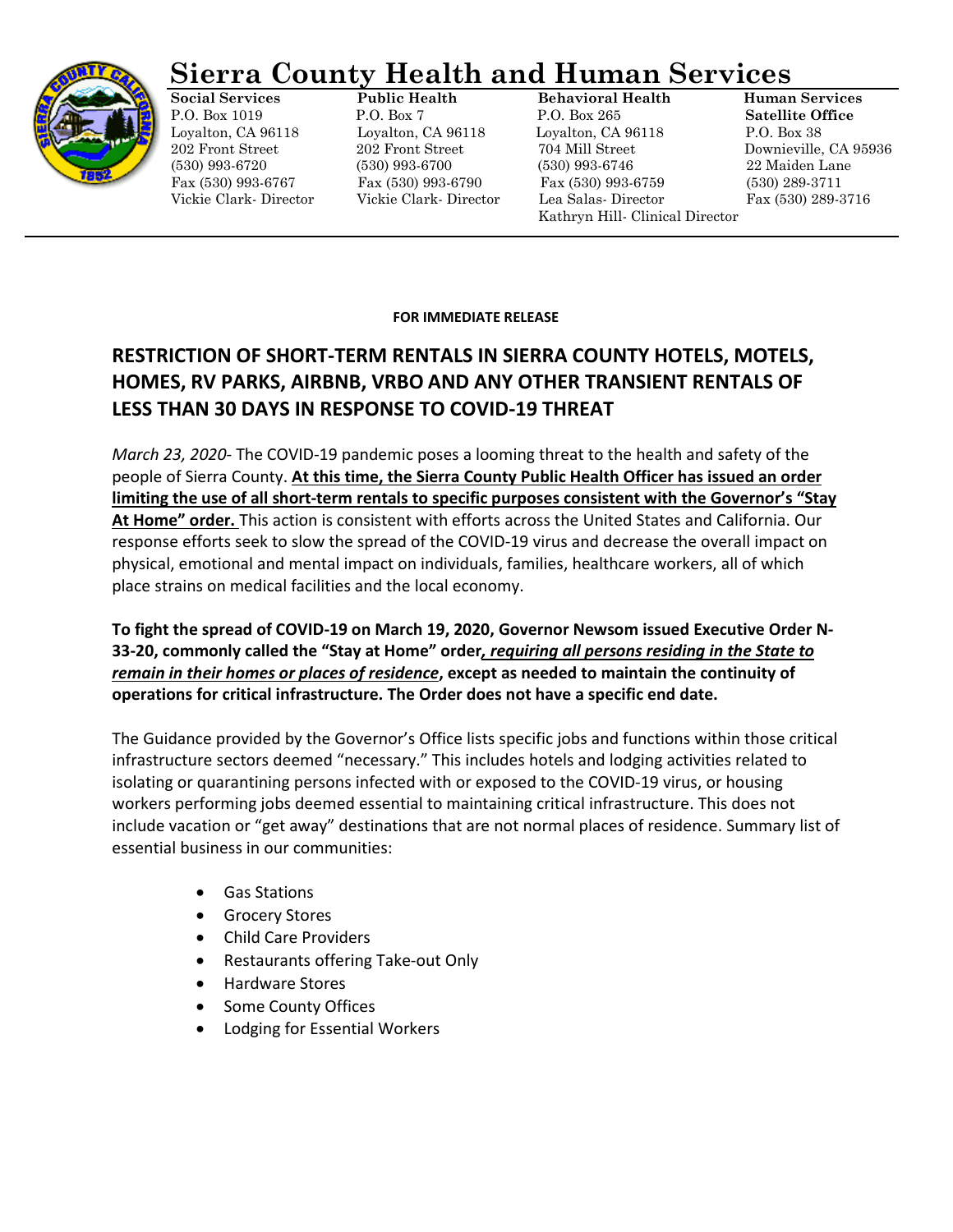# Sierra County Health and Human Services

**Social Services**
P.O. Box 1019
Loyalton, CA 96118
202 Front Street
(530) 993-6720
Fax (530) 993-6767
Vickie Clark- Director

**Public Health**
P.O. Box 7
Loyalton, CA 96118
202 Front Street
(530) 993-6700
Fax (530) 993-6790
Vickie Clark- Director

**Behavioral Health**
P.O. Box 265
Loyalton, CA 96118
704 Mill Street
(530) 993-6746
Fax (530) 993-6759
Lea Salas- Director
Kathryn Hill- Clinical Director

**Human Services Satellite Office**
P.O. Box 38
Downieville, CA 95936
22 Maiden Lane
(530) 289-3711
Fax (530) 289-3716

---

**FOR IMMEDIATE RELEASE**

## RESTRICTION OF SHORT-TERM RENTALS IN SIERRA COUNTY HOTELS, MOTELS, HOMES, RV PARKS, AIRBNB, VRBO AND ANY OTHER TRANSIENT RENTALS OF LESS THAN 30 DAYS IN RESPONSE TO COVID-19 THREAT

*March 23, 2020*- The COVID-19 pandemic poses a looming threat to the health and safety of the people of Sierra County. **At this time, the Sierra County Public Health Officer has issued an order limiting the use of all short-term rentals to specific purposes consistent with the Governor's "Stay At Home" order.** This action is consistent with efforts across the United States and California. Our response efforts seek to slow the spread of the COVID-19 virus and decrease the overall impact on physical, emotional and mental impact on individuals, families, healthcare workers, all of which place strains on medical facilities and the local economy.

**To fight the spread of COVID-19 on March 19, 2020, Governor Newsom issued Executive Order N-33-20, commonly called the "Stay at Home" order*, requiring all persons residing in the State to remain in their homes or places of residence*, except as needed to maintain the continuity of operations for critical infrastructure. The Order does not have a specific end date.**

The Guidance provided by the Governor's Office lists specific jobs and functions within those critical infrastructure sectors deemed "necessary." This includes hotels and lodging activities related to isolating or quarantining persons infected with or exposed to the COVID-19 virus, or housing workers performing jobs deemed essential to maintaining critical infrastructure. This does not include vacation or "get away" destinations that are not normal places of residence. Summary list of essential business in our communities:

- Gas Stations
- Grocery Stores
- Child Care Providers
- Restaurants offering Take-out Only
- Hardware Stores
- Some County Offices
- Lodging for Essential Workers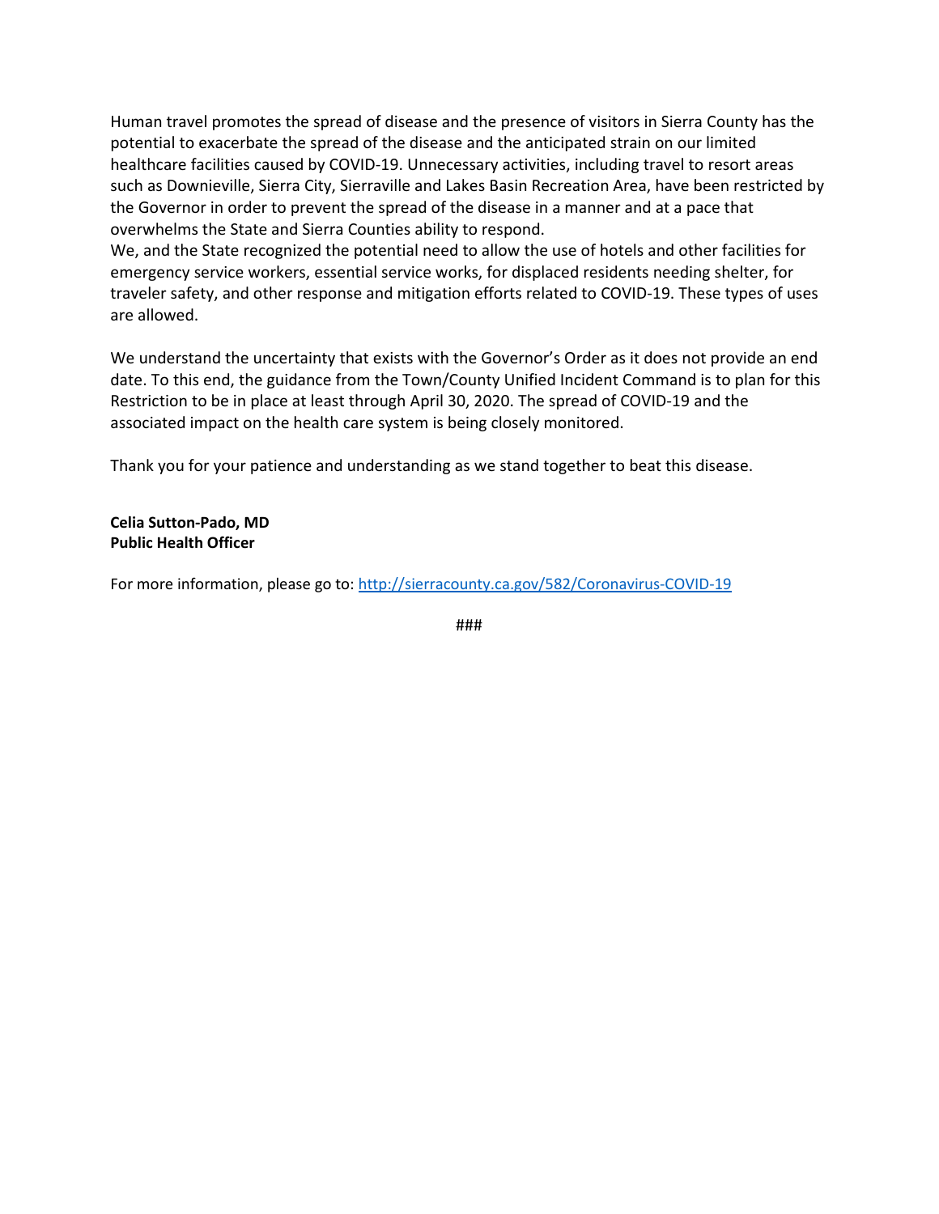Human travel promotes the spread of disease and the presence of visitors in Sierra County has the potential to exacerbate the spread of the disease and the anticipated strain on our limited healthcare facilities caused by COVID-19. Unnecessary activities, including travel to resort areas such as Downieville, Sierra City, Sierraville and Lakes Basin Recreation Area, have been restricted by the Governor in order to prevent the spread of the disease in a manner and at a pace that overwhelms the State and Sierra Counties ability to respond.
We, and the State recognized the potential need to allow the use of hotels and other facilities for emergency service workers, essential service works, for displaced residents needing shelter, for traveler safety, and other response and mitigation efforts related to COVID-19. These types of uses are allowed.

We understand the uncertainty that exists with the Governor's Order as it does not provide an end date. To this end, the guidance from the Town/County Unified Incident Command is to plan for this Restriction to be in place at least through April 30, 2020. The spread of COVID-19 and the associated impact on the health care system is being closely monitored.

Thank you for your patience and understanding as we stand together to beat this disease.

**Celia Sutton-Pado, MD**
**Public Health Officer**

For more information, please go to: http://sierracounty.ca.gov/582/Coronavirus-COVID-19

###